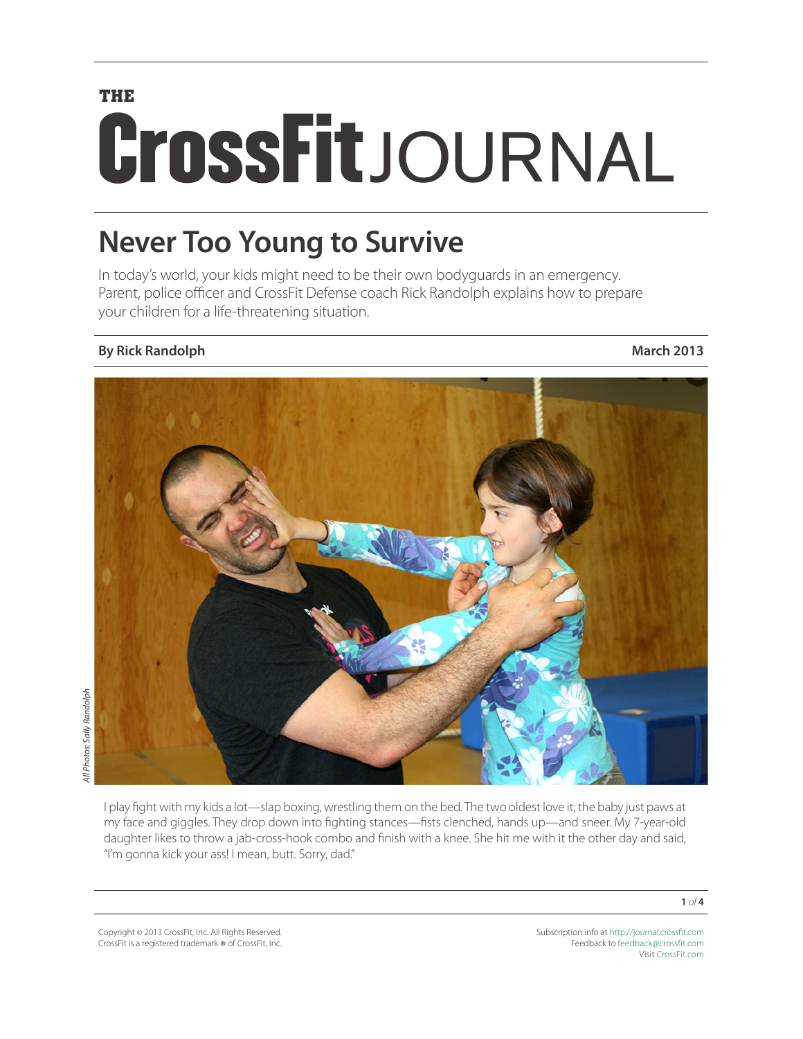# THE CrossFit JOURNAL

## Never Too Young to Survive

In today's world, your kids might need to be their own bodyguards in an emergency. Parent, police officer and CrossFit Defense coach Rick Randolph explains how to prepare your children for a life-threatening situation.

**By Rick Randolph** **March 2013**

*All Photos: Sally Randolph*

I play fight with my kids a lot—slap boxing, wrestling them on the bed. The two oldest love it; the baby just paws at my face and giggles. They drop down into fighting stances—fists clenched, hands up—and sneer. My 7-year-old daughter likes to throw a jab-cross-hook combo and finish with a knee. She hit me with it the other day and said, "I'm gonna kick your ass! I mean, butt. Sorry, dad."

Copyright © 2013 CrossFit, Inc. All Rights Reserved.
CrossFit is a registered trademark ® of CrossFit, Inc.

Subscription info at http://journal.crossfit.com
Feedback to feedback@crossfit.com
Visit CrossFit.com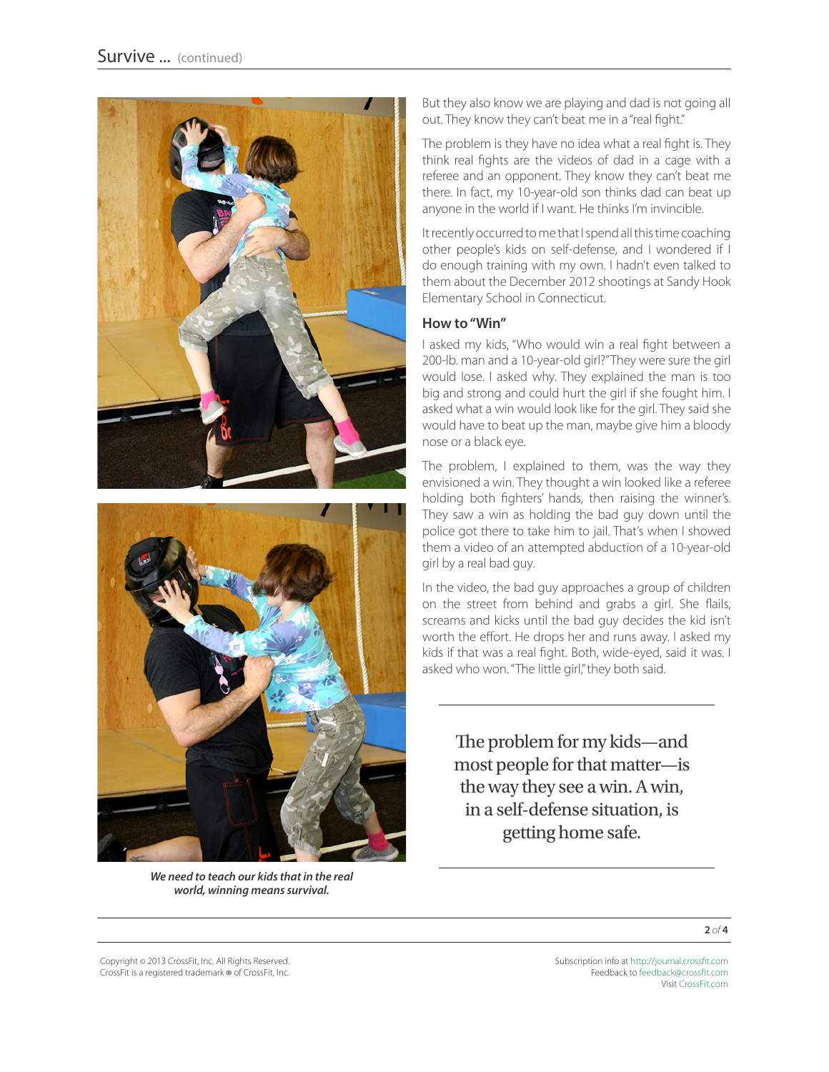*We need to teach our kids that in the real world, winning means survival.*

But they also know we are playing and dad is not going all out. They know they can't beat me in a "real fight."

The problem is they have no idea what a real fight is. They think real fights are the videos of dad in a cage with a referee and an opponent. They know they can't beat me there. In fact, my 10-year-old son thinks dad can beat up anyone in the world if I want. He thinks I'm invincible.

It recently occurred to me that I spend all this time coaching other people's kids on self-defense, and I wondered if I do enough training with my own. I hadn't even talked to them about the December 2012 shootings at Sandy Hook Elementary School in Connecticut.

### How to "Win"

I asked my kids, "Who would win a real fight between a 200-lb. man and a 10-year-old girl?" They were sure the girl would lose. I asked why. They explained the man is too big and strong and could hurt the girl if she fought him. I asked what a win would look like for the girl. They said she would have to beat up the man, maybe give him a bloody nose or a black eye.

The problem, I explained to them, was the way they envisioned a win. They thought a win looked like a referee holding both fighters' hands, then raising the winner's. They saw a win as holding the bad guy down until the police got there to take him to jail. That's when I showed them a video of an attempted abduction of a 10-year-old girl by a real bad guy.

In the video, the bad guy approaches a group of children on the street from behind and grabs a girl. She flails, screams and kicks until the bad guy decides the kid isn't worth the effort. He drops her and runs away. I asked my kids if that was a real fight. Both, wide-eyed, said it was. I asked who won. "The little girl," they both said.

> The problem for my kids—and most people for that matter—is the way they see a win. A win, in a self-defense situation, is getting home safe.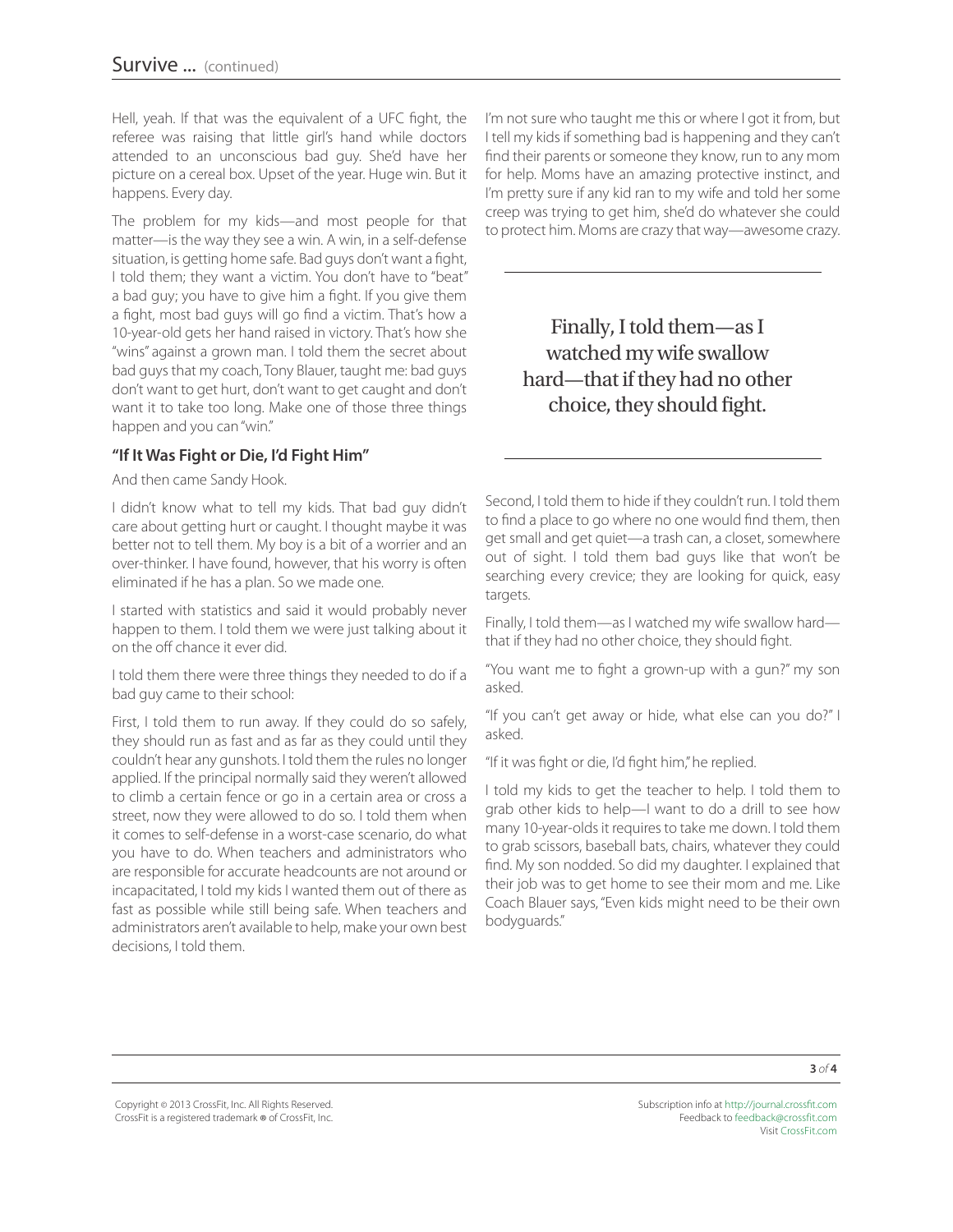Hell, yeah. If that was the equivalent of a UFC fight, the referee was raising that little girl's hand while doctors attended to an unconscious bad guy. She'd have her picture on a cereal box. Upset of the year. Huge win. But it happens. Every day.

The problem for my kids—and most people for that matter—is the way they see a win. A win, in a self-defense situation, is getting home safe. Bad guys don't want a fight, I told them; they want a victim. You don't have to "beat" a bad guy; you have to give him a fight. If you give them a fight, most bad guys will go find a victim. That's how a 10-year-old gets her hand raised in victory. That's how she "wins" against a grown man. I told them the secret about bad guys that my coach, Tony Blauer, taught me: bad guys don't want to get hurt, don't want to get caught and don't want it to take too long. Make one of those three things happen and you can "win."

### "If It Was Fight or Die, I'd Fight Him"

And then came Sandy Hook.

I didn't know what to tell my kids. That bad guy didn't care about getting hurt or caught. I thought maybe it was better not to tell them. My boy is a bit of a worrier and an over-thinker. I have found, however, that his worry is often eliminated if he has a plan. So we made one.

I started with statistics and said it would probably never happen to them. I told them we were just talking about it on the off chance it ever did.

I told them there were three things they needed to do if a bad guy came to their school:

First, I told them to run away. If they could do so safely, they should run as fast and as far as they could until they couldn't hear any gunshots. I told them the rules no longer applied. If the principal normally said they weren't allowed to climb a certain fence or go in a certain area or cross a street, now they were allowed to do so. I told them when it comes to self-defense in a worst-case scenario, do what you have to do. When teachers and administrators who are responsible for accurate headcounts are not around or incapacitated, I told my kids I wanted them out of there as fast as possible while still being safe. When teachers and administrators aren't available to help, make your own best decisions, I told them.

I'm not sure who taught me this or where I got it from, but I tell my kids if something bad is happening and they can't find their parents or someone they know, run to any mom for help. Moms have an amazing protective instinct, and I'm pretty sure if any kid ran to my wife and told her some creep was trying to get him, she'd do whatever she could to protect him. Moms are crazy that way—awesome crazy.

> Finally, I told them—as I watched my wife swallow hard—that if they had no other choice, they should fight.

Second, I told them to hide if they couldn't run. I told them to find a place to go where no one would find them, then get small and get quiet—a trash can, a closet, somewhere out of sight. I told them bad guys like that won't be searching every crevice; they are looking for quick, easy targets.

Finally, I told them—as I watched my wife swallow hard—that if they had no other choice, they should fight.

"You want me to fight a grown-up with a gun?" my son asked.

"If you can't get away or hide, what else can you do?" I asked.

"If it was fight or die, I'd fight him," he replied.

I told my kids to get the teacher to help. I told them to grab other kids to help—I want to do a drill to see how many 10-year-olds it requires to take me down. I told them to grab scissors, baseball bats, chairs, whatever they could find. My son nodded. So did my daughter. I explained that their job was to get home to see their mom and me. Like Coach Blauer says, "Even kids might need to be their own bodyguards."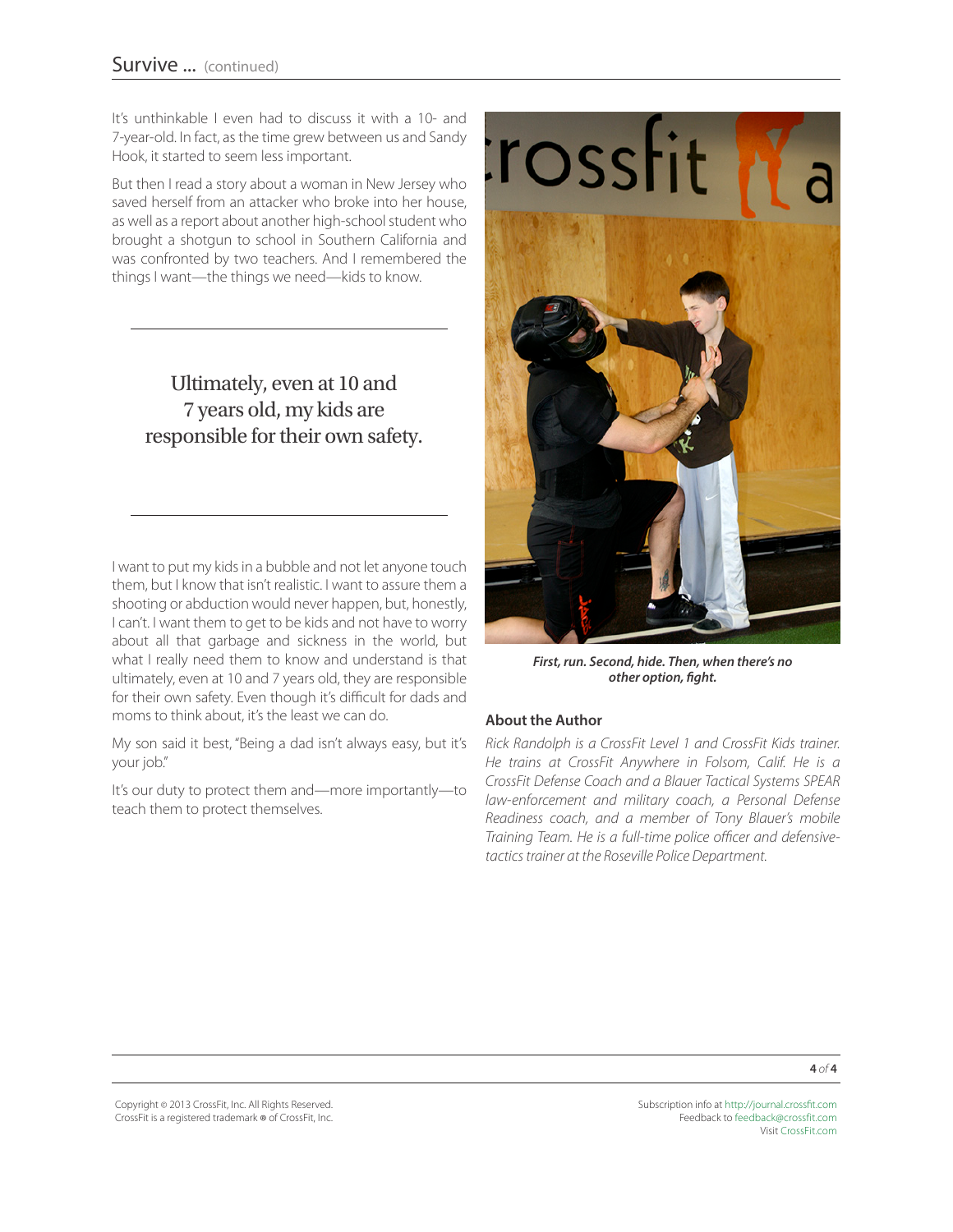It's unthinkable I even had to discuss it with a 10- and 7-year-old. In fact, as the time grew between us and Sandy Hook, it started to seem less important.

But then I read a story about a woman in New Jersey who saved herself from an attacker who broke into her house, as well as a report about another high-school student who brought a shotgun to school in Southern California and was confronted by two teachers. And I remembered the things I want—the things we need—kids to know.

> Ultimately, even at 10 and 7 years old, my kids are responsible for their own safety.

I want to put my kids in a bubble and not let anyone touch them, but I know that isn't realistic. I want to assure them a shooting or abduction would never happen, but, honestly, I can't. I want them to get to be kids and not have to worry about all that garbage and sickness in the world, but what I really need them to know and understand is that ultimately, even at 10 and 7 years old, they are responsible for their own safety. Even though it's difficult for dads and moms to think about, it's the least we can do.

My son said it best, "Being a dad isn't always easy, but it's your job."

It's our duty to protect them and—more importantly—to teach them to protect themselves.

***First, run. Second, hide. Then, when there's no other option, fight.***

### About the Author

*Rick Randolph is a CrossFit Level 1 and CrossFit Kids trainer. He trains at CrossFit Anywhere in Folsom, Calif. He is a CrossFit Defense Coach and a Blauer Tactical Systems SPEAR law-enforcement and military coach, a Personal Defense Readiness coach, and a member of Tony Blauer's mobile Training Team. He is a full-time police officer and defensive-tactics trainer at the Roseville Police Department.*